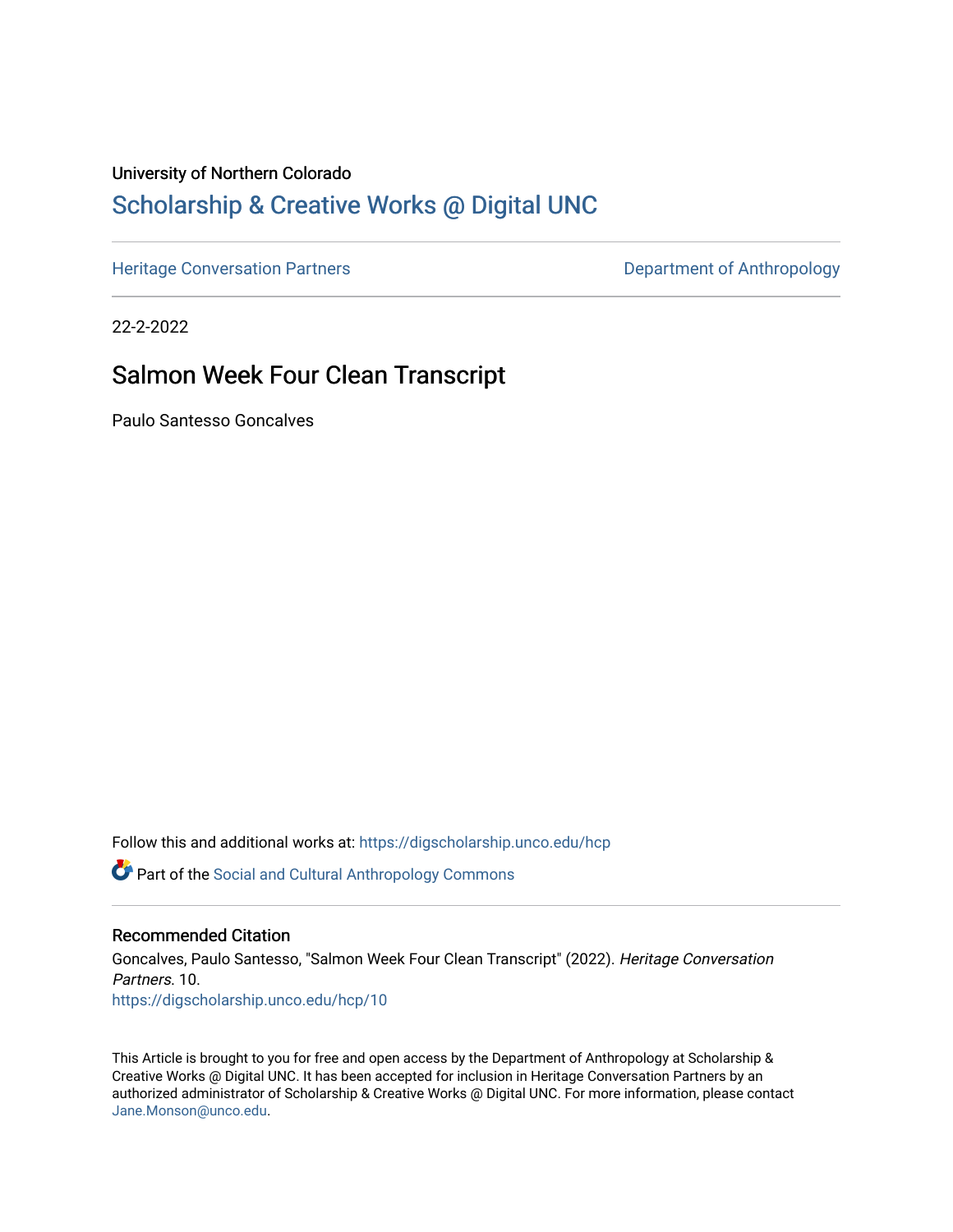University of Northern Colorado

## Scholarship & Creative Works @ Digital UNC

Heritage Conversation Partners | Department of Anthropology

22-2-2022

# Salmon Week Four Clean Transcript

Paulo Santesso Goncalves

Follow this and additional works at: https://digscholarship.unco.edu/hcp

Part of the Social and Cultural Anthropology Commons

### Recommended Citation

Goncalves, Paulo Santesso, "Salmon Week Four Clean Transcript" (2022). *Heritage Conversation Partners*. 10.
https://digscholarship.unco.edu/hcp/10

This Article is brought to you for free and open access by the Department of Anthropology at Scholarship & Creative Works @ Digital UNC. It has been accepted for inclusion in Heritage Conversation Partners by an authorized administrator of Scholarship & Creative Works @ Digital UNC. For more information, please contact Jane.Monson@unco.edu.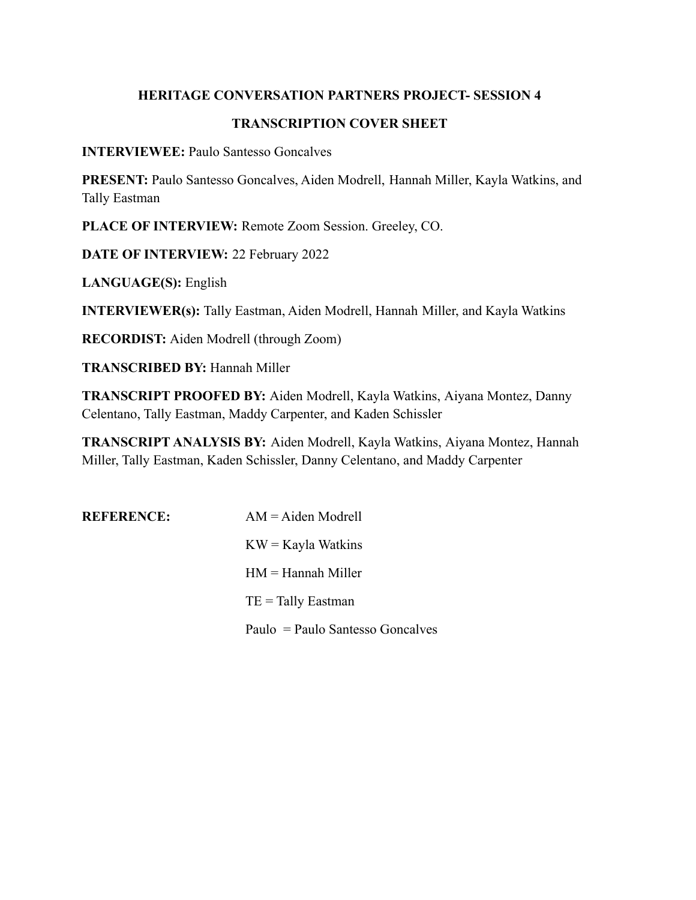**HERITAGE CONVERSATION PARTNERS PROJECT- SESSION 4**

**TRANSCRIPTION COVER SHEET**

**INTERVIEWEE:** Paulo Santesso Goncalves

**PRESENT:** Paulo Santesso Goncalves, Aiden Modrell, Hannah Miller, Kayla Watkins, and Tally Eastman

**PLACE OF INTERVIEW:** Remote Zoom Session. Greeley, CO.

**DATE OF INTERVIEW:** 22 February 2022

**LANGUAGE(S):** English

**INTERVIEWER(s):** Tally Eastman, Aiden Modrell, Hannah Miller, and Kayla Watkins

**RECORDIST:** Aiden Modrell (through Zoom)

**TRANSCRIBED BY:** Hannah Miller

**TRANSCRIPT PROOFED BY:** Aiden Modrell, Kayla Watkins, Aiyana Montez, Danny Celentano, Tally Eastman, Maddy Carpenter, and Kaden Schissler

**TRANSCRIPT ANALYSIS BY:** Aiden Modrell, Kayla Watkins, Aiyana Montez, Hannah Miller, Tally Eastman, Kaden Schissler, Danny Celentano, and Maddy Carpenter

**REFERENCE:**

AM = Aiden Modrell

KW = Kayla Watkins

HM = Hannah Miller

TE = Tally Eastman

Paulo = Paulo Santesso Goncalves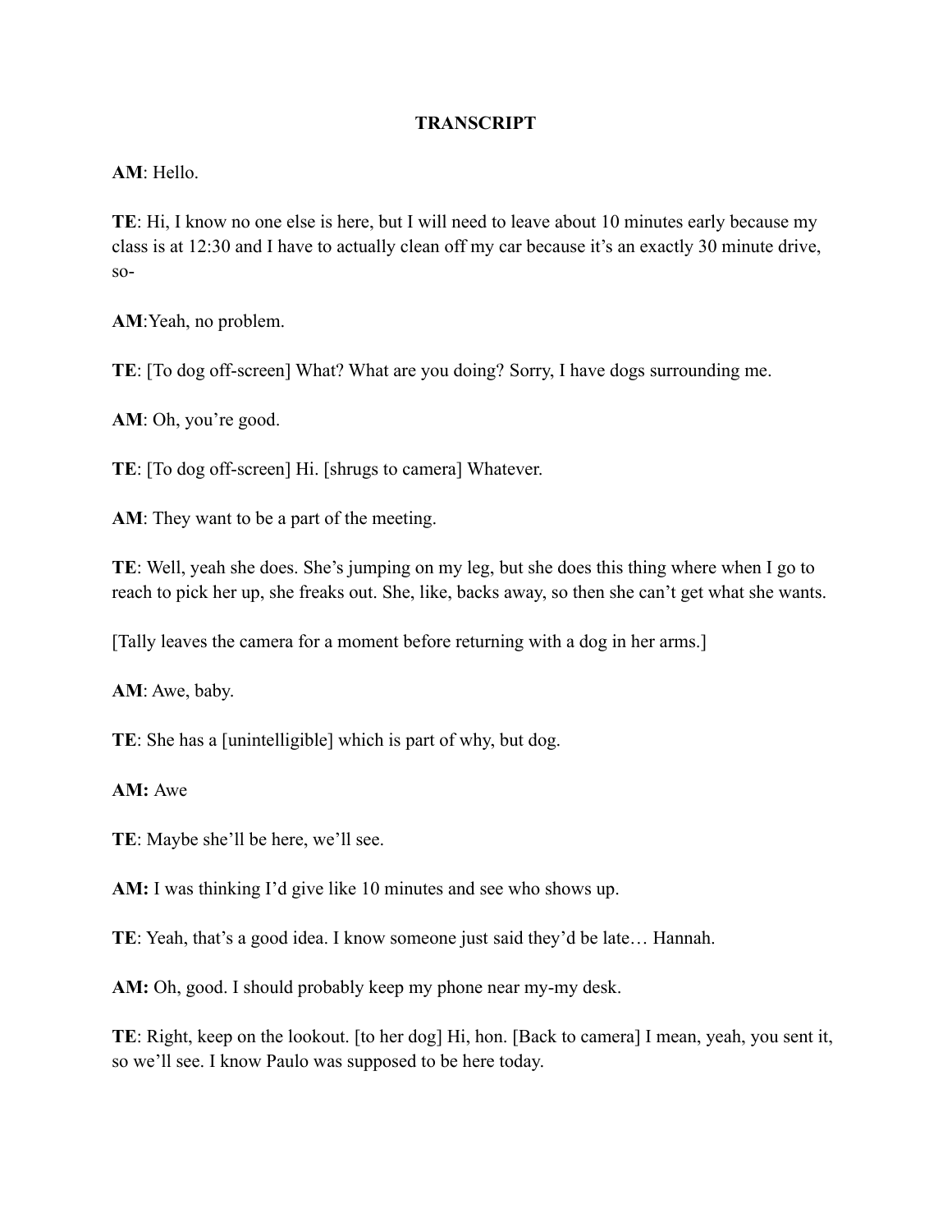**TRANSCRIPT**

**AM**: Hello.

**TE**: Hi, I know no one else is here, but I will need to leave about 10 minutes early because my class is at 12:30 and I have to actually clean off my car because it's an exactly 30 minute drive, so-

**AM**:Yeah, no problem.

**TE**: [To dog off-screen] What? What are you doing? Sorry, I have dogs surrounding me.

**AM**: Oh, you're good.

**TE**: [To dog off-screen] Hi. [shrugs to camera] Whatever.

**AM**: They want to be a part of the meeting.

**TE**: Well, yeah she does. She's jumping on my leg, but she does this thing where when I go to reach to pick her up, she freaks out. She, like, backs away, so then she can't get what she wants.

[Tally leaves the camera for a moment before returning with a dog in her arms.]

**AM**: Awe, baby.

**TE**: She has a [unintelligible] which is part of why, but dog.

**AM:** Awe

**TE**: Maybe she'll be here, we'll see.

**AM:** I was thinking I'd give like 10 minutes and see who shows up.

**TE**: Yeah, that's a good idea. I know someone just said they'd be late… Hannah.

**AM:** Oh, good. I should probably keep my phone near my-my desk.

**TE**: Right, keep on the lookout. [to her dog] Hi, hon. [Back to camera] I mean, yeah, you sent it, so we'll see. I know Paulo was supposed to be here today.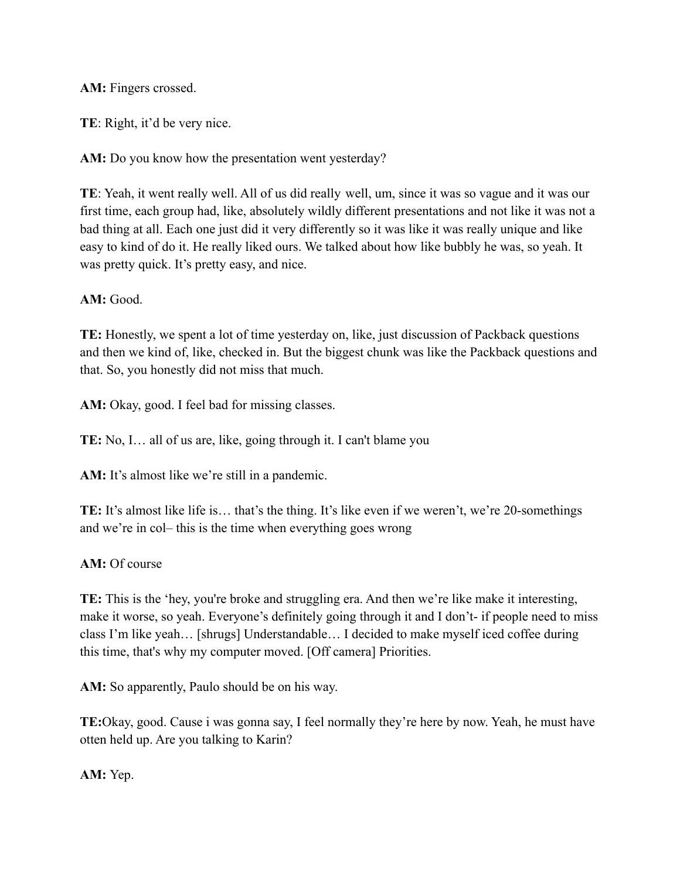**AM:** Fingers crossed.

**TE**: Right, it'd be very nice.

**AM:** Do you know how the presentation went yesterday?

**TE**: Yeah, it went really well. All of us did really well, um, since it was so vague and it was our first time, each group had, like, absolutely wildly different presentations and not like it was not a bad thing at all. Each one just did it very differently so it was like it was really unique and like easy to kind of do it. He really liked ours. We talked about how like bubbly he was, so yeah. It was pretty quick. It's pretty easy, and nice.

**AM:** Good.

**TE:** Honestly, we spent a lot of time yesterday on, like, just discussion of Packback questions and then we kind of, like, checked in. But the biggest chunk was like the Packback questions and that. So, you honestly did not miss that much.

**AM:** Okay, good. I feel bad for missing classes.

**TE:** No, I… all of us are, like, going through it. I can't blame you

**AM:** It's almost like we're still in a pandemic.

**TE:** It's almost like life is… that's the thing. It's like even if we weren't, we're 20-somethings and we're in col– this is the time when everything goes wrong

**AM:** Of course

**TE:** This is the 'hey, you're broke and struggling era. And then we're like make it interesting, make it worse, so yeah. Everyone's definitely going through it and I don't- if people need to miss class I'm like yeah… [shrugs] Understandable… I decided to make myself iced coffee during this time, that's why my computer moved. [Off camera] Priorities.

**AM:** So apparently, Paulo should be on his way.

**TE:**Okay, good. Cause i was gonna say, I feel normally they're here by now. Yeah, he must have otten held up. Are you talking to Karin?

**AM:** Yep.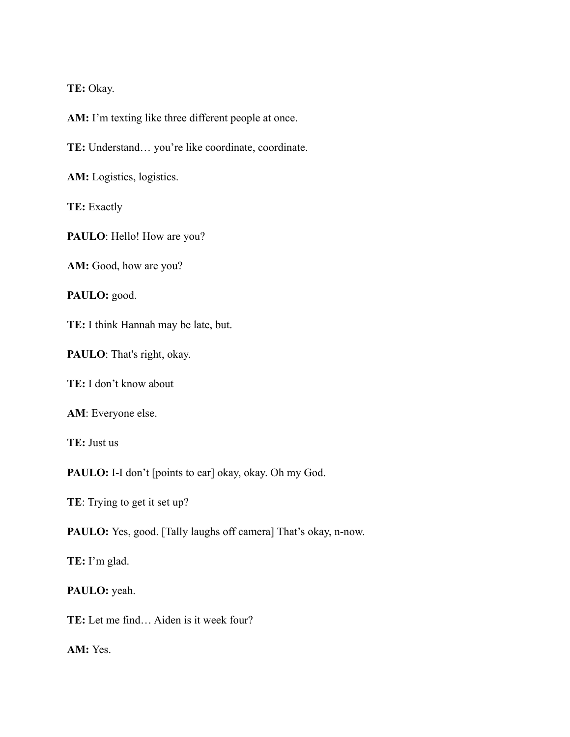**TE:** Okay.

**AM:** I’m texting like three different people at once.

**TE:** Understand… you’re like coordinate, coordinate.

**AM:** Logistics, logistics.

**TE:** Exactly

**PAULO**: Hello! How are you?

**AM:** Good, how are you?

**PAULO:** good.

**TE:** I think Hannah may be late, but.

**PAULO**: That's right, okay.

**TE:** I don’t know about

**AM**: Everyone else.

**TE:** Just us

**PAULO:** I-I don’t [points to ear] okay, okay. Oh my God.

**TE**: Trying to get it set up?

**PAULO:** Yes, good. [Tally laughs off camera] That’s okay, n-now.

**TE:** I’m glad.

**PAULO:** yeah.

**TE:** Let me find… Aiden is it week four?

**AM:** Yes.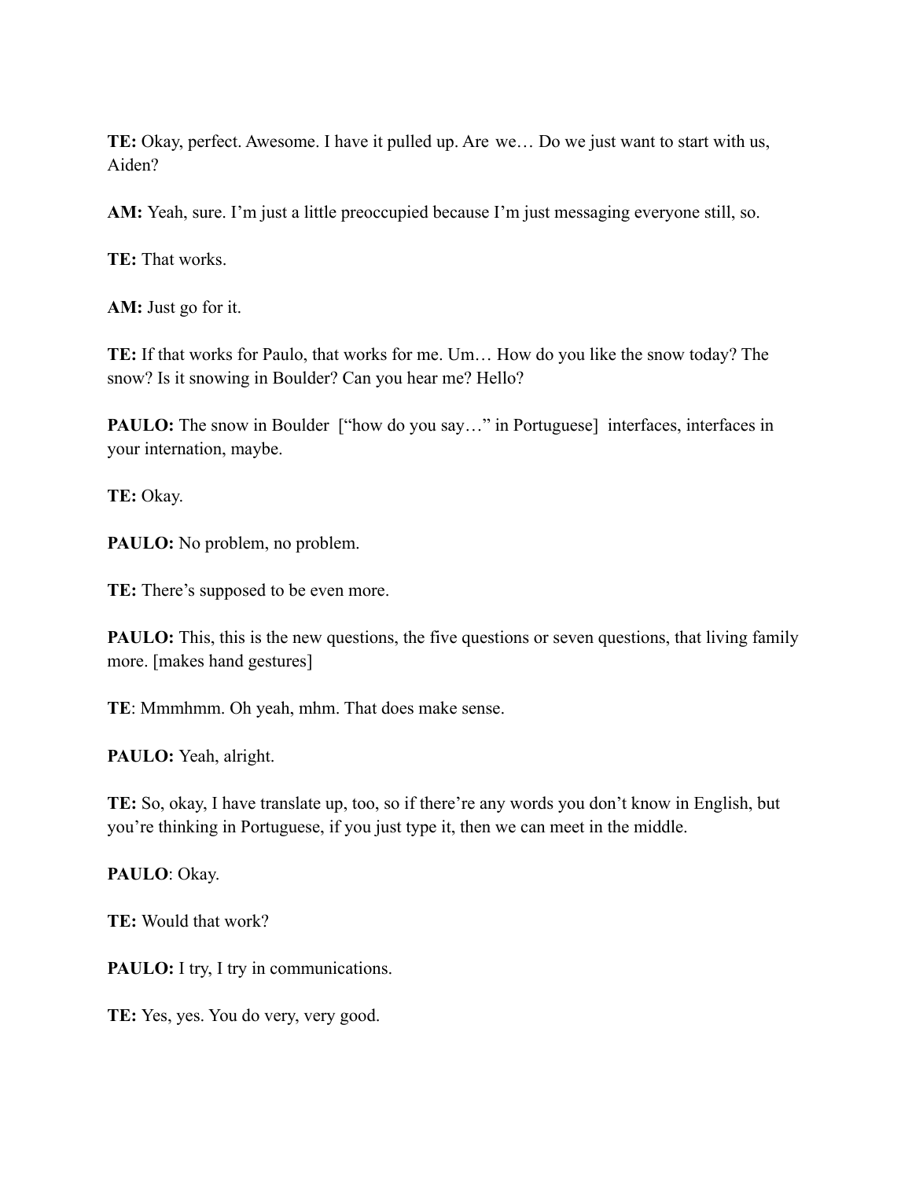**TE:** Okay, perfect. Awesome. I have it pulled up. Are we… Do we just want to start with us, Aiden?

**AM:** Yeah, sure. I'm just a little preoccupied because I'm just messaging everyone still, so.

**TE:** That works.

**AM:** Just go for it.

**TE:** If that works for Paulo, that works for me. Um… How do you like the snow today? The snow? Is it snowing in Boulder? Can you hear me? Hello?

**PAULO:** The snow in Boulder ["how do you say…" in Portuguese] interfaces, interfaces in your internation, maybe.

**TE:** Okay.

**PAULO:** No problem, no problem.

**TE:** There's supposed to be even more.

**PAULO:** This, this is the new questions, the five questions or seven questions, that living family more. [makes hand gestures]

**TE**: Mmmhmm. Oh yeah, mhm. That does make sense.

**PAULO:** Yeah, alright.

**TE:** So, okay, I have translate up, too, so if there're any words you don't know in English, but you're thinking in Portuguese, if you just type it, then we can meet in the middle.

**PAULO**: Okay.

**TE:** Would that work?

**PAULO:** I try, I try in communications.

**TE:** Yes, yes. You do very, very good.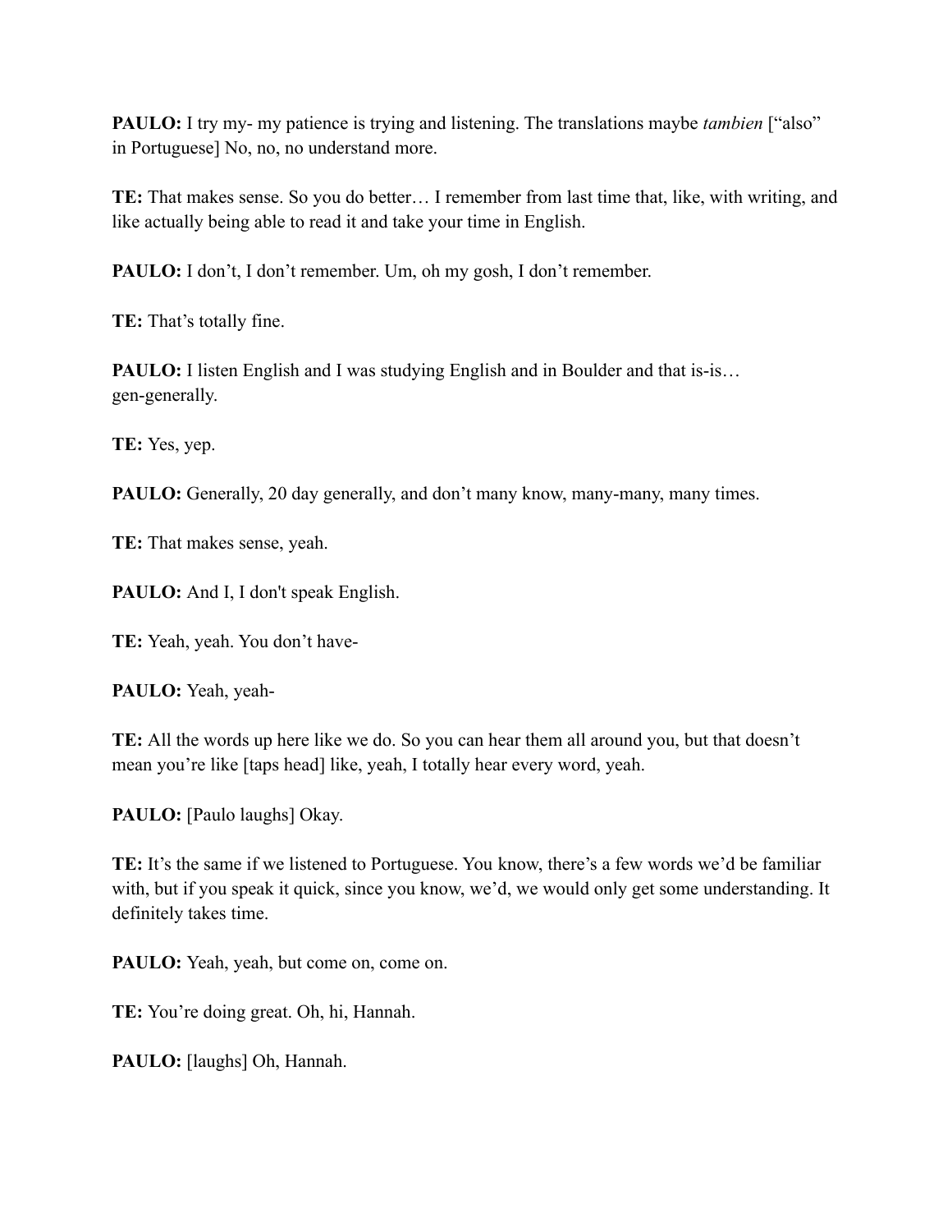**PAULO:** I try my- my patience is trying and listening. The translations maybe *tambien* ["also" in Portuguese] No, no, no understand more.

**TE:** That makes sense. So you do better… I remember from last time that, like, with writing, and like actually being able to read it and take your time in English.

**PAULO:** I don't, I don't remember. Um, oh my gosh, I don't remember.

**TE:** That's totally fine.

**PAULO:** I listen English and I was studying English and in Boulder and that is-is… gen-generally.

**TE:** Yes, yep.

**PAULO:** Generally, 20 day generally, and don't many know, many-many, many times.

**TE:** That makes sense, yeah.

**PAULO:** And I, I don't speak English.

**TE:** Yeah, yeah. You don't have-

**PAULO:** Yeah, yeah-

**TE:** All the words up here like we do. So you can hear them all around you, but that doesn't mean you're like [taps head] like, yeah, I totally hear every word, yeah.

**PAULO:** [Paulo laughs] Okay.

**TE:** It's the same if we listened to Portuguese. You know, there's a few words we'd be familiar with, but if you speak it quick, since you know, we'd, we would only get some understanding. It definitely takes time.

**PAULO:** Yeah, yeah, but come on, come on.

**TE:** You're doing great. Oh, hi, Hannah.

**PAULO:** [laughs] Oh, Hannah.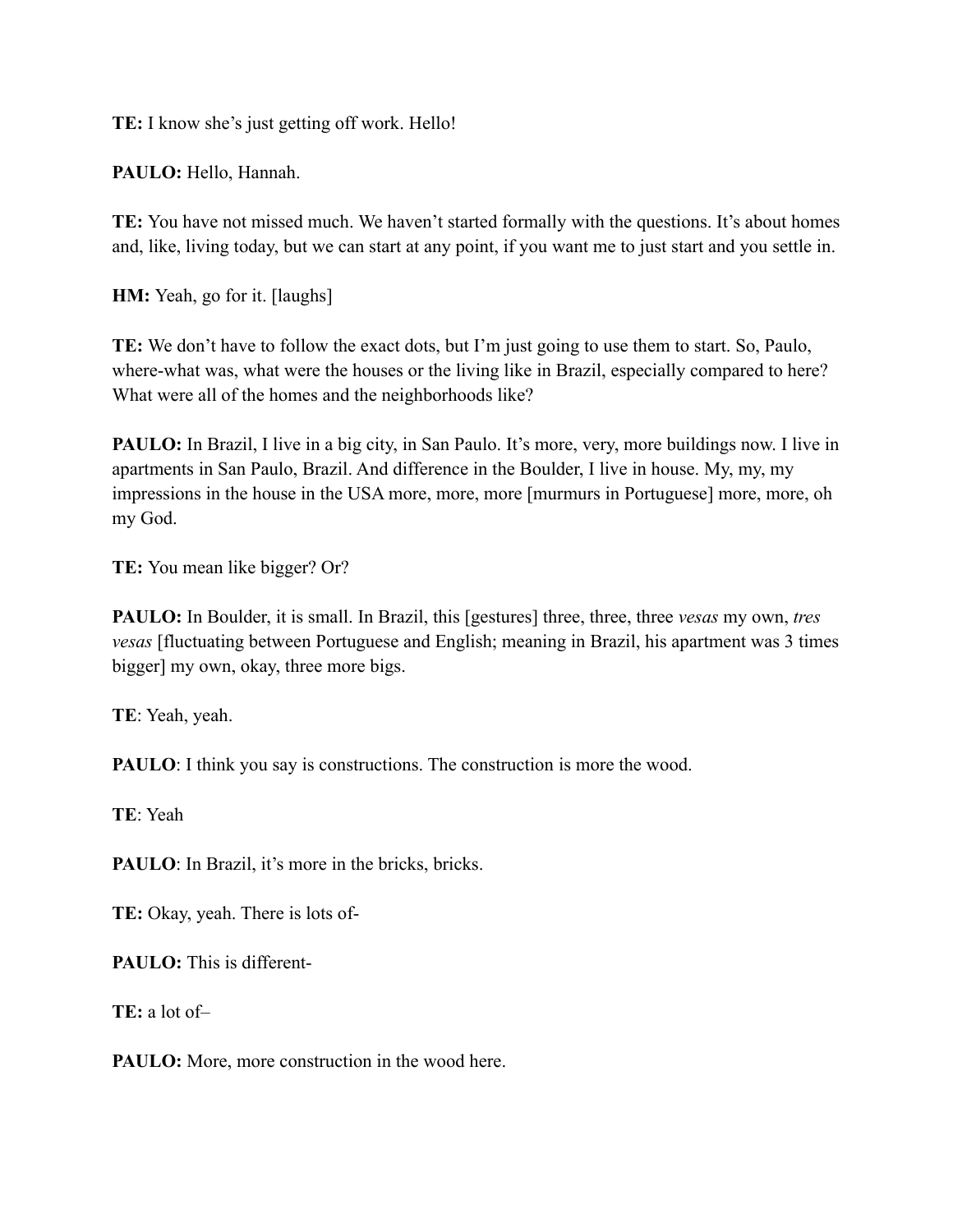**TE:** I know she's just getting off work. Hello!

**PAULO:** Hello, Hannah.

**TE:** You have not missed much. We haven't started formally with the questions. It's about homes and, like, living today, but we can start at any point, if you want me to just start and you settle in.

**HM:** Yeah, go for it. [laughs]

**TE:** We don't have to follow the exact dots, but I'm just going to use them to start. So, Paulo, where-what was, what were the houses or the living like in Brazil, especially compared to here? What were all of the homes and the neighborhoods like?

**PAULO:** In Brazil, I live in a big city, in San Paulo. It's more, very, more buildings now. I live in apartments in San Paulo, Brazil. And difference in the Boulder, I live in house. My, my, my impressions in the house in the USA more, more, more [murmurs in Portuguese] more, more, oh my God.

**TE:** You mean like bigger? Or?

**PAULO:** In Boulder, it is small. In Brazil, this [gestures] three, three, three *vesas* my own, *tres vesas* [fluctuating between Portuguese and English; meaning in Brazil, his apartment was 3 times bigger] my own, okay, three more bigs.

**TE**: Yeah, yeah.

**PAULO**: I think you say is constructions. The construction is more the wood.

**TE**: Yeah

**PAULO**: In Brazil, it's more in the bricks, bricks.

**TE:** Okay, yeah. There is lots of-

**PAULO:** This is different-

**TE:** a lot of–

**PAULO:** More, more construction in the wood here.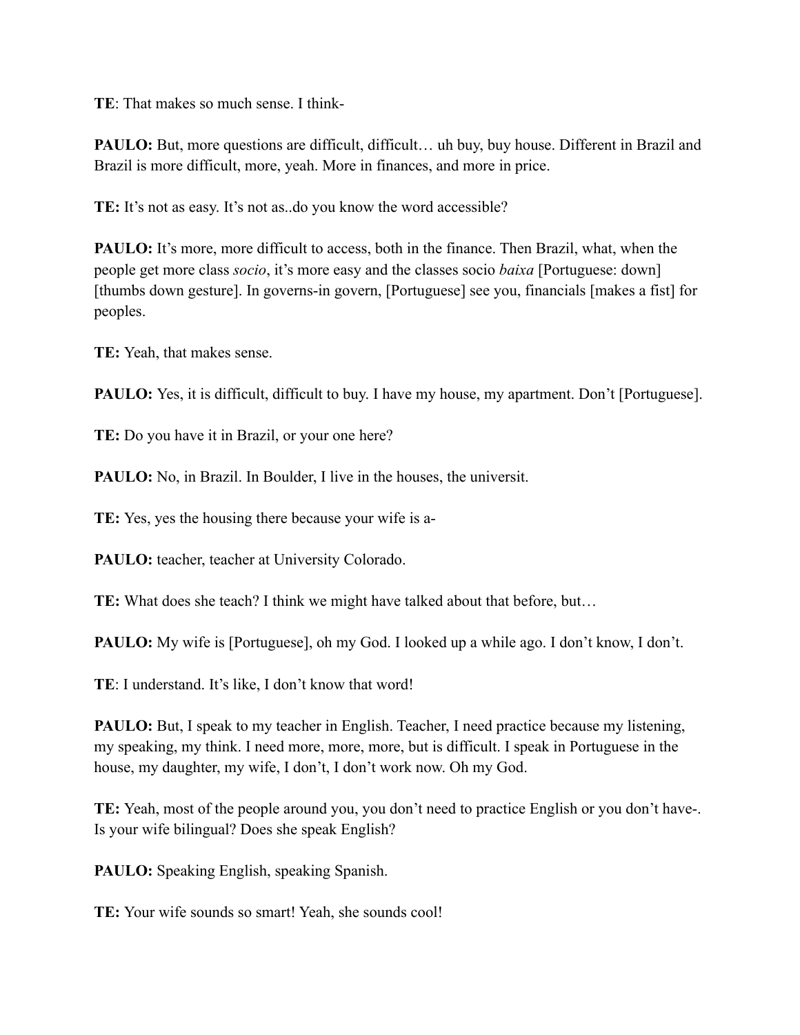**TE**: That makes so much sense. I think-

**PAULO:** But, more questions are difficult, difficult… uh buy, buy house. Different in Brazil and Brazil is more difficult, more, yeah. More in finances, and more in price.

**TE:** It's not as easy. It's not as..do you know the word accessible?

**PAULO:** It's more, more difficult to access, both in the finance. Then Brazil, what, when the people get more class *socio*, it's more easy and the classes socio *baixa* [Portuguese: down] [thumbs down gesture]. In governs-in govern, [Portuguese] see you, financials [makes a fist] for peoples.

**TE:** Yeah, that makes sense.

**PAULO:** Yes, it is difficult, difficult to buy. I have my house, my apartment. Don't [Portuguese].

**TE:** Do you have it in Brazil, or your one here?

**PAULO:** No, in Brazil. In Boulder, I live in the houses, the universit.

**TE:** Yes, yes the housing there because your wife is a-

**PAULO:** teacher, teacher at University Colorado.

**TE:** What does she teach? I think we might have talked about that before, but…

**PAULO:** My wife is [Portuguese], oh my God. I looked up a while ago. I don't know, I don't.

**TE**: I understand. It's like, I don't know that word!

**PAULO:** But, I speak to my teacher in English. Teacher, I need practice because my listening, my speaking, my think. I need more, more, more, but is difficult. I speak in Portuguese in the house, my daughter, my wife, I don't, I don't work now. Oh my God.

**TE:** Yeah, most of the people around you, you don't need to practice English or you don't have-. Is your wife bilingual? Does she speak English?

**PAULO:** Speaking English, speaking Spanish.

**TE:** Your wife sounds so smart! Yeah, she sounds cool!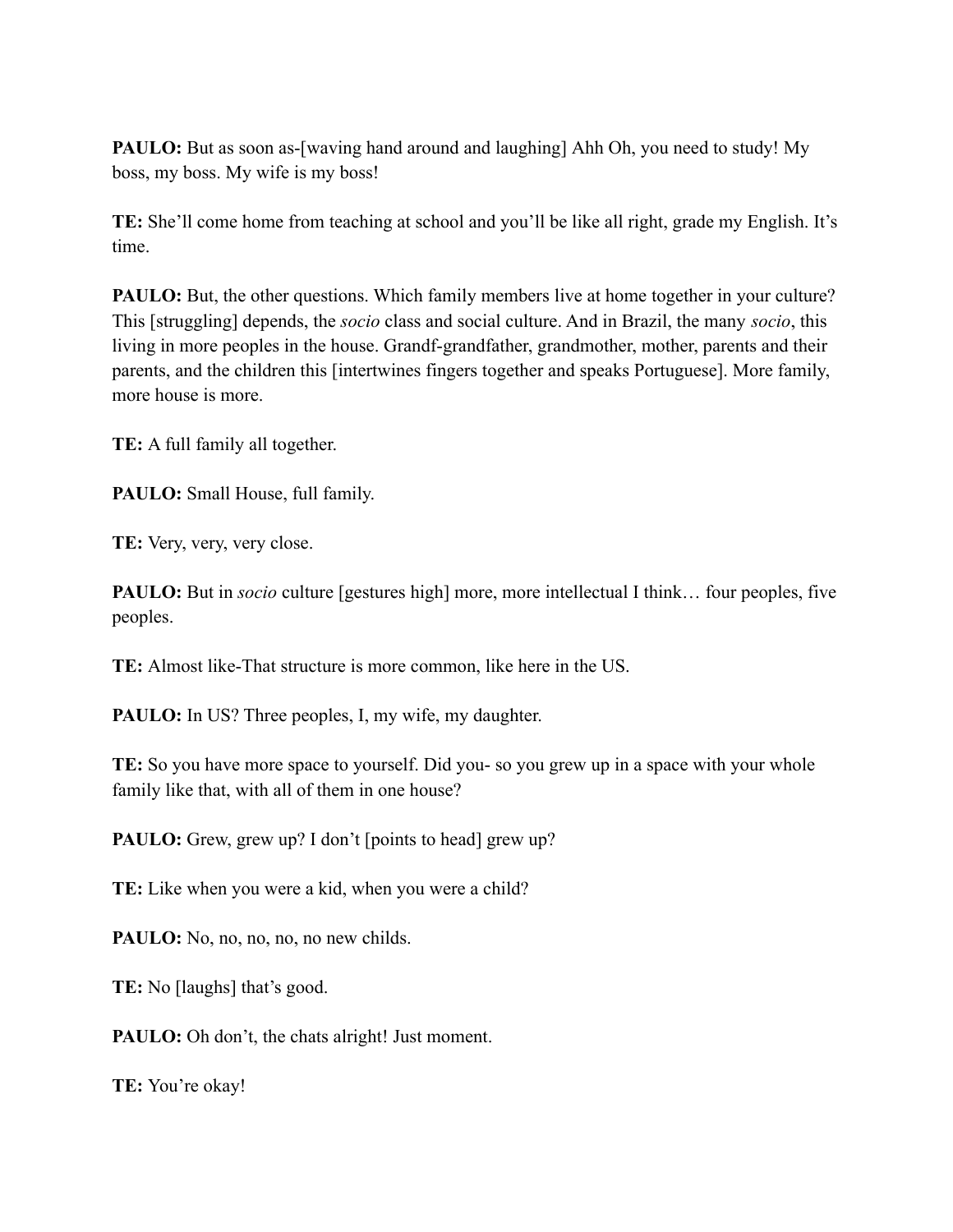**PAULO:** But as soon as-[waving hand around and laughing] Ahh Oh, you need to study! My boss, my boss. My wife is my boss!

**TE:** She'll come home from teaching at school and you'll be like all right, grade my English. It's time.

**PAULO:** But, the other questions. Which family members live at home together in your culture? This [struggling] depends, the *socio* class and social culture. And in Brazil, the many *socio*, this living in more peoples in the house. Grandf-grandfather, grandmother, mother, parents and their parents, and the children this [intertwines fingers together and speaks Portuguese]. More family, more house is more.

**TE:** A full family all together.

**PAULO:** Small House, full family.

**TE:** Very, very, very close.

**PAULO:** But in *socio* culture [gestures high] more, more intellectual I think… four peoples, five peoples.

**TE:** Almost like-That structure is more common, like here in the US.

**PAULO:** In US? Three peoples, I, my wife, my daughter.

**TE:** So you have more space to yourself. Did you- so you grew up in a space with your whole family like that, with all of them in one house?

**PAULO:** Grew, grew up? I don't [points to head] grew up?

**TE:** Like when you were a kid, when you were a child?

**PAULO:** No, no, no, no, no new childs.

**TE:** No [laughs] that's good.

**PAULO:** Oh don't, the chats alright! Just moment.

**TE:** You're okay!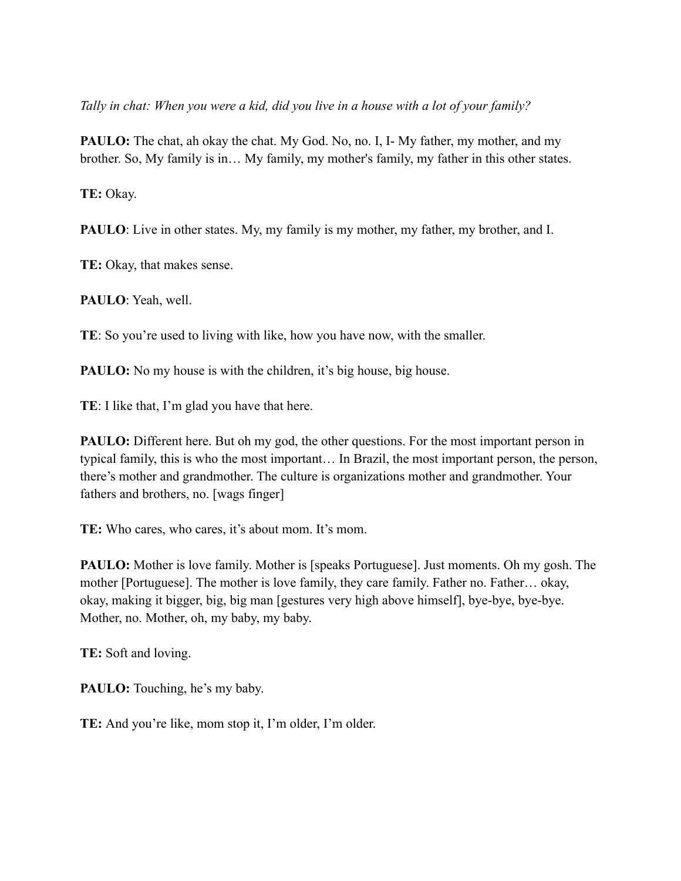*Tally in chat: When you were a kid, did you live in a house with a lot of your family?*

**PAULO:** The chat, ah okay the chat. My God. No, no. I, I- My father, my mother, and my brother. So, My family is in… My family, my mother's family, my father in this other states.

**TE:** Okay.

**PAULO**: Live in other states. My, my family is my mother, my father, my brother, and I.

**TE:** Okay, that makes sense.

**PAULO**: Yeah, well.

**TE**: So you're used to living with like, how you have now, with the smaller.

**PAULO:** No my house is with the children, it's big house, big house.

**TE**: I like that, I'm glad you have that here.

**PAULO:** Different here. But oh my god, the other questions. For the most important person in typical family, this is who the most important… In Brazil, the most important person, the person, there's mother and grandmother. The culture is organizations mother and grandmother. Your fathers and brothers, no. [wags finger]

**TE:** Who cares, who cares, it's about mom. It's mom.

**PAULO:** Mother is love family. Mother is [speaks Portuguese]. Just moments. Oh my gosh. The mother [Portuguese]. The mother is love family, they care family. Father no. Father… okay, okay, making it bigger, big, big man [gestures very high above himself], bye-bye, bye-bye. Mother, no. Mother, oh, my baby, my baby.

**TE:** Soft and loving.

**PAULO:** Touching, he's my baby.

**TE:** And you're like, mom stop it, I'm older, I'm older.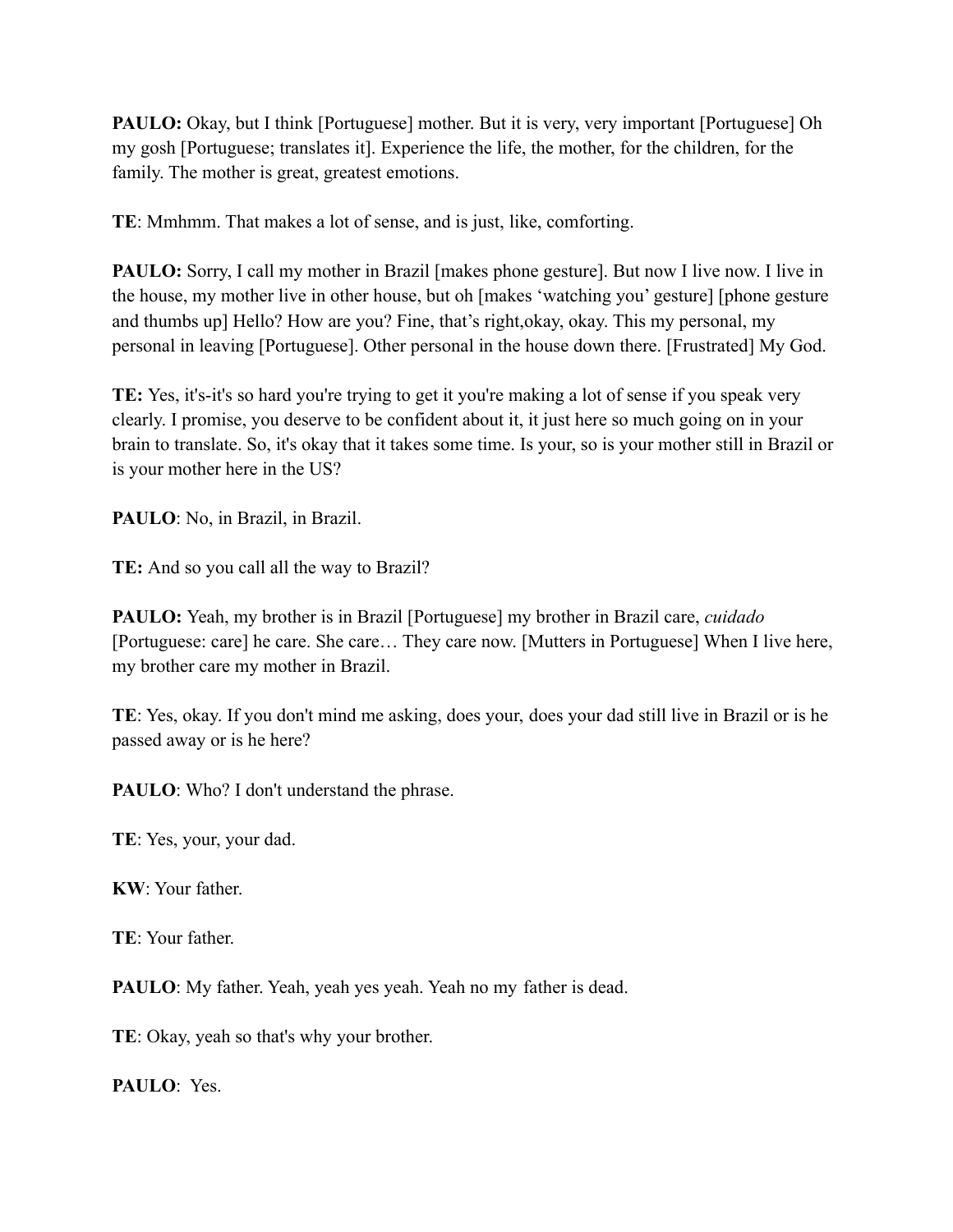**PAULO:** Okay, but I think [Portuguese] mother. But it is very, very important [Portuguese] Oh my gosh [Portuguese; translates it]. Experience the life, the mother, for the children, for the family. The mother is great, greatest emotions.

**TE**: Mmhmm. That makes a lot of sense, and is just, like, comforting.

**PAULO:** Sorry, I call my mother in Brazil [makes phone gesture]. But now I live now. I live in the house, my mother live in other house, but oh [makes 'watching you' gesture] [phone gesture and thumbs up] Hello? How are you? Fine, that's right,okay, okay. This my personal, my personal in leaving [Portuguese]. Other personal in the house down there. [Frustrated] My God.

**TE:** Yes, it's-it's so hard you're trying to get it you're making a lot of sense if you speak very clearly. I promise, you deserve to be confident about it, it just here so much going on in your brain to translate. So, it's okay that it takes some time. Is your, so is your mother still in Brazil or is your mother here in the US?

**PAULO**: No, in Brazil, in Brazil.

**TE:** And so you call all the way to Brazil?

**PAULO:** Yeah, my brother is in Brazil [Portuguese] my brother in Brazil care, *cuidado* [Portuguese: care] he care. She care… They care now. [Mutters in Portuguese] When I live here, my brother care my mother in Brazil.

**TE**: Yes, okay. If you don't mind me asking, does your, does your dad still live in Brazil or is he passed away or is he here?

**PAULO**: Who? I don't understand the phrase.

**TE**: Yes, your, your dad.

**KW**: Your father.

**TE**: Your father.

**PAULO**: My father. Yeah, yeah yes yeah. Yeah no my father is dead.

**TE**: Okay, yeah so that's why your brother.

**PAULO**: Yes.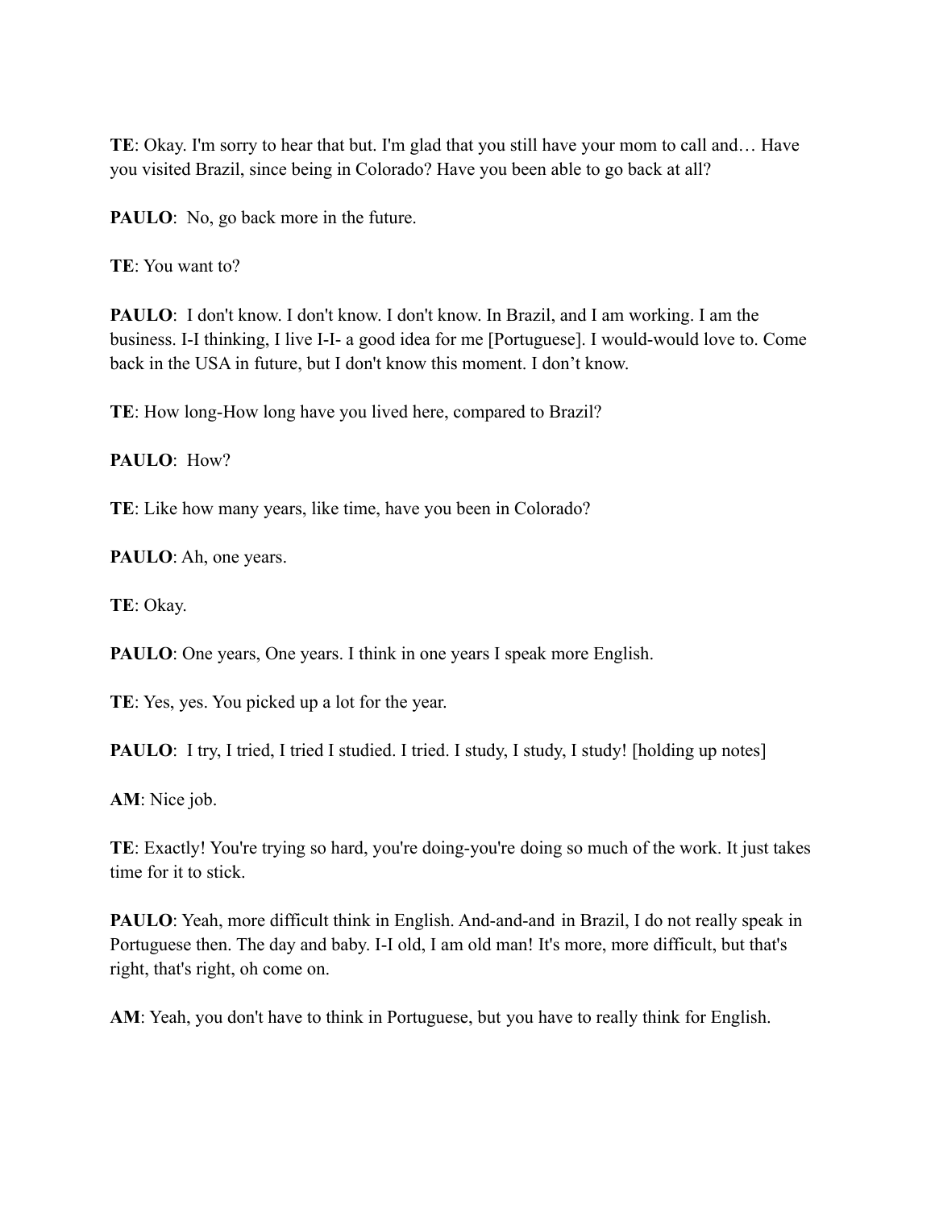**TE**: Okay. I'm sorry to hear that but. I'm glad that you still have your mom to call and… Have you visited Brazil, since being in Colorado? Have you been able to go back at all?

**PAULO**: No, go back more in the future.

**TE**: You want to?

**PAULO**: I don't know. I don't know. I don't know. In Brazil, and I am working. I am the business. I-I thinking, I live I-I- a good idea for me [Portuguese]. I would-would love to. Come back in the USA in future, but I don't know this moment. I don't know.

**TE**: How long-How long have you lived here, compared to Brazil?

**PAULO**: How?

**TE**: Like how many years, like time, have you been in Colorado?

**PAULO**: Ah, one years.

**TE**: Okay.

**PAULO**: One years, One years. I think in one years I speak more English.

**TE**: Yes, yes. You picked up a lot for the year.

**PAULO**: I try, I tried, I tried I studied. I tried. I study, I study, I study! [holding up notes]

**AM**: Nice job.

**TE**: Exactly! You're trying so hard, you're doing-you're doing so much of the work. It just takes time for it to stick.

**PAULO**: Yeah, more difficult think in English. And-and-and in Brazil, I do not really speak in Portuguese then. The day and baby. I-I old, I am old man! It's more, more difficult, but that's right, that's right, oh come on.

**AM**: Yeah, you don't have to think in Portuguese, but you have to really think for English.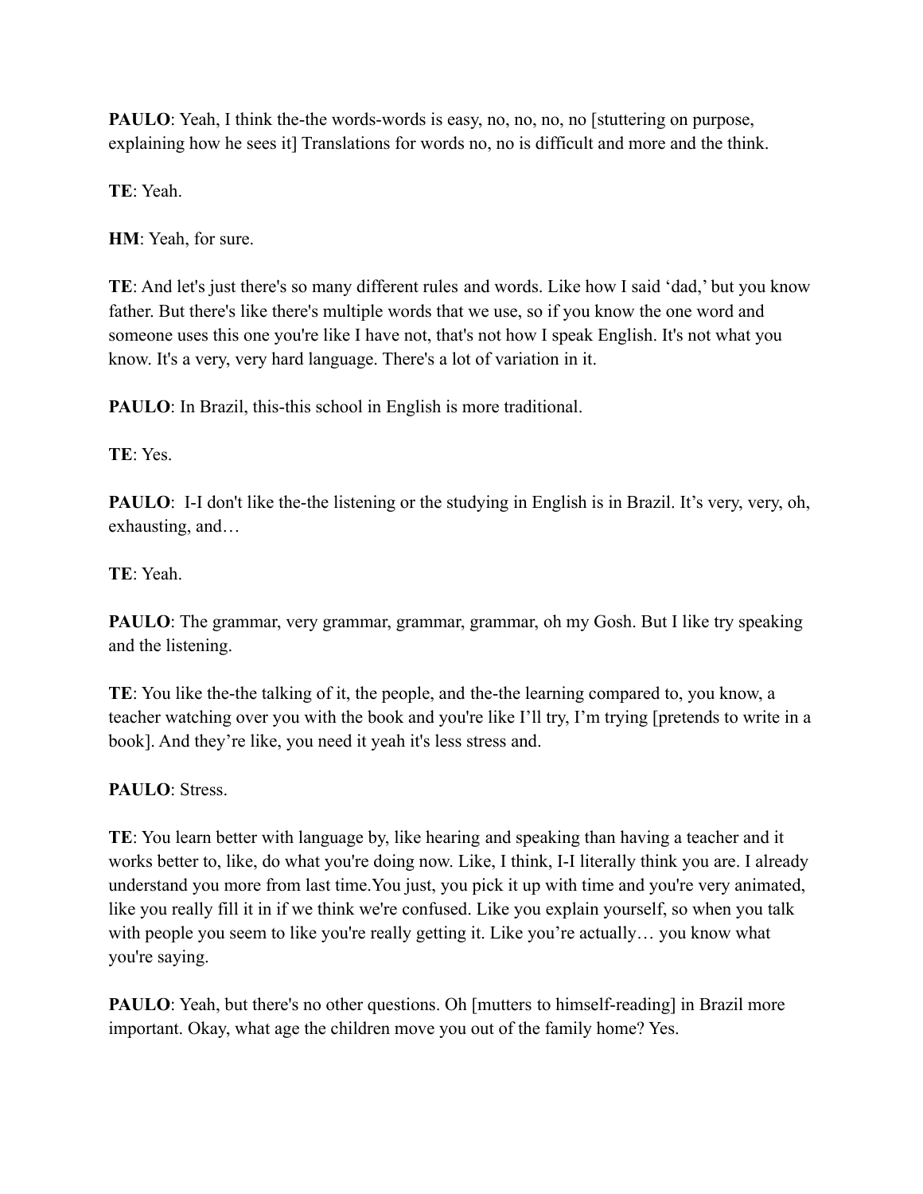**PAULO**: Yeah, I think the-the words-words is easy, no, no, no, no [stuttering on purpose, explaining how he sees it] Translations for words no, no is difficult and more and the think.

**TE**: Yeah.

**HM**: Yeah, for sure.

**TE**: And let's just there's so many different rules and words. Like how I said 'dad,' but you know father. But there's like there's multiple words that we use, so if you know the one word and someone uses this one you're like I have not, that's not how I speak English. It's not what you know. It's a very, very hard language. There's a lot of variation in it.

**PAULO**: In Brazil, this-this school in English is more traditional.

**TE**: Yes.

**PAULO**: I-I don't like the-the listening or the studying in English is in Brazil. It's very, very, oh, exhausting, and…

**TE**: Yeah.

**PAULO**: The grammar, very grammar, grammar, grammar, oh my Gosh. But I like try speaking and the listening.

**TE**: You like the-the talking of it, the people, and the-the learning compared to, you know, a teacher watching over you with the book and you're like I'll try, I'm trying [pretends to write in a book]. And they're like, you need it yeah it's less stress and.

**PAULO**: Stress.

**TE**: You learn better with language by, like hearing and speaking than having a teacher and it works better to, like, do what you're doing now. Like, I think, I-I literally think you are. I already understand you more from last time.You just, you pick it up with time and you're very animated, like you really fill it in if we think we're confused. Like you explain yourself, so when you talk with people you seem to like you're really getting it. Like you're actually… you know what you're saying.

**PAULO**: Yeah, but there's no other questions. Oh [mutters to himself-reading] in Brazil more important. Okay, what age the children move you out of the family home? Yes.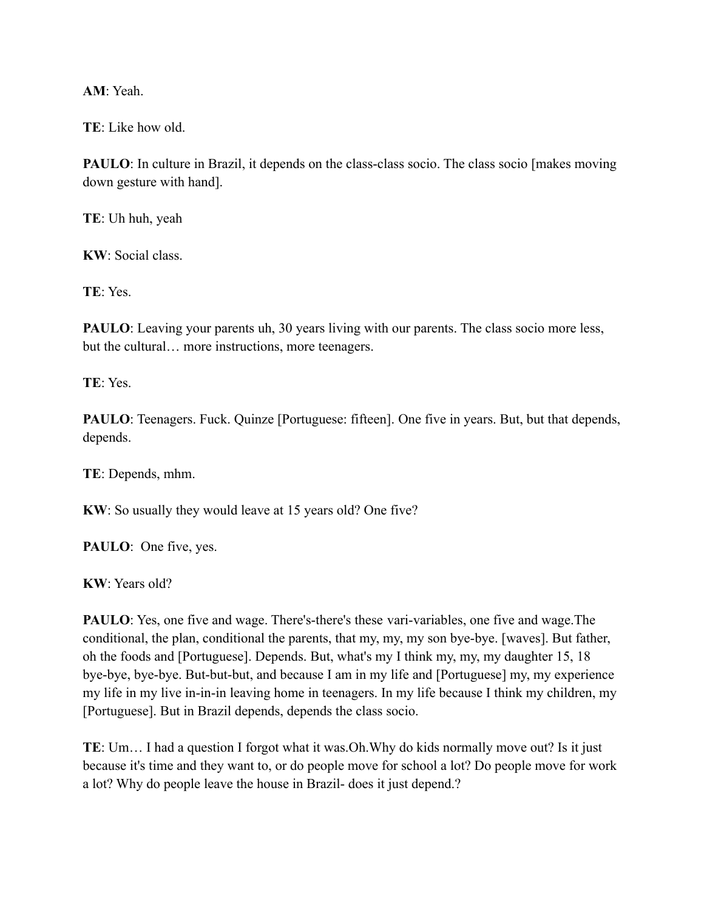**AM**: Yeah.

**TE**: Like how old.

**PAULO**: In culture in Brazil, it depends on the class-class socio. The class socio [makes moving down gesture with hand].

**TE**: Uh huh, yeah

**KW**: Social class.

**TE**: Yes.

**PAULO**: Leaving your parents uh, 30 years living with our parents. The class socio more less, but the cultural… more instructions, more teenagers.

**TE**: Yes.

**PAULO**: Teenagers. Fuck. Quinze [Portuguese: fifteen]. One five in years. But, but that depends, depends.

**TE**: Depends, mhm.

**KW**: So usually they would leave at 15 years old? One five?

**PAULO**: One five, yes.

**KW**: Years old?

**PAULO**: Yes, one five and wage. There's-there's these vari-variables, one five and wage.The conditional, the plan, conditional the parents, that my, my, my son bye-bye. [waves]. But father, oh the foods and [Portuguese]. Depends. But, what's my I think my, my, my daughter 15, 18 bye-bye, bye-bye. But-but-but, and because I am in my life and [Portuguese] my, my experience my life in my live in-in-in leaving home in teenagers. In my life because I think my children, my [Portuguese]. But in Brazil depends, depends the class socio.

**TE**: Um… I had a question I forgot what it was.Oh.Why do kids normally move out? Is it just because it's time and they want to, or do people move for school a lot? Do people move for work a lot? Why do people leave the house in Brazil- does it just depend.?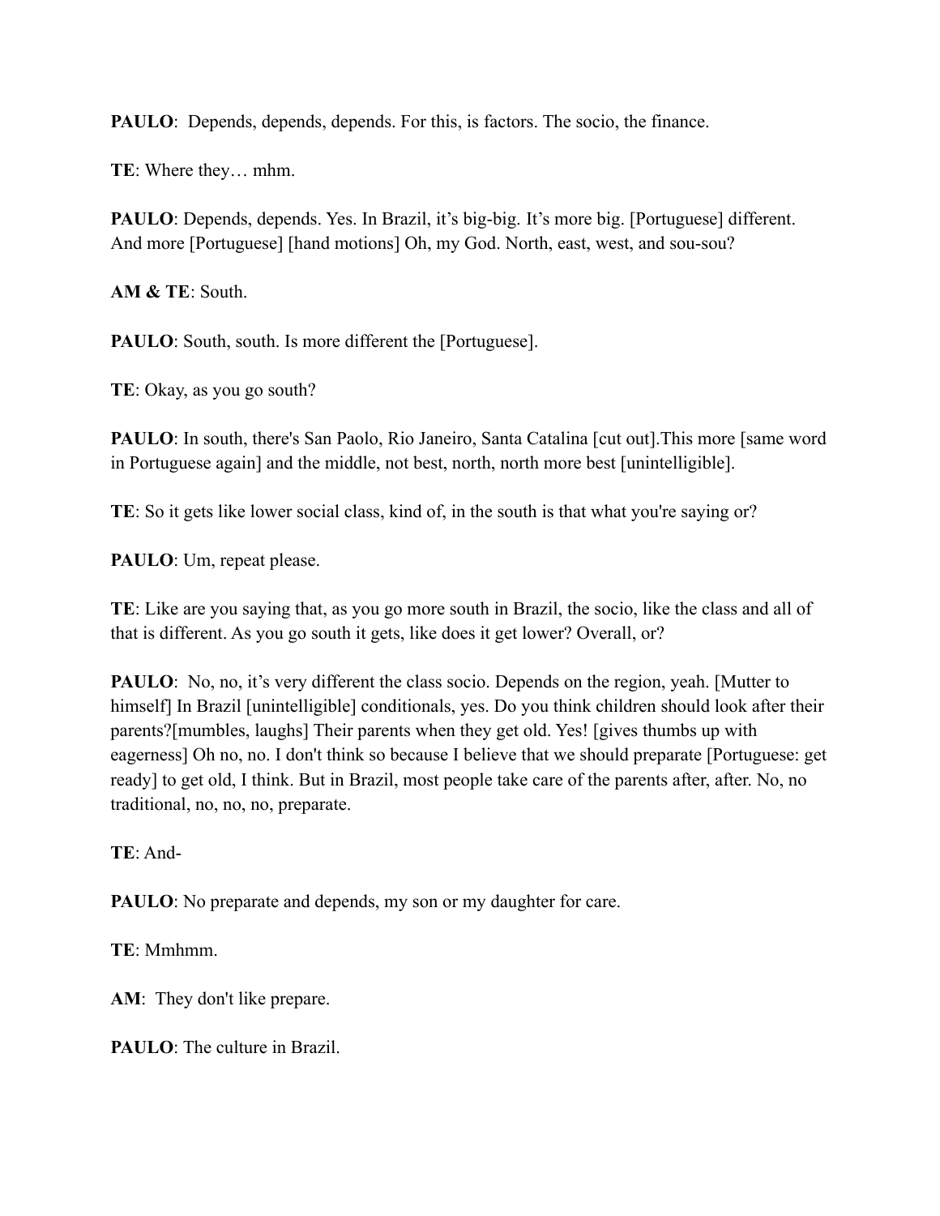**PAULO**: Depends, depends, depends. For this, is factors. The socio, the finance.

**TE**: Where they… mhm.

**PAULO**: Depends, depends. Yes. In Brazil, it's big-big. It's more big. [Portuguese] different. And more [Portuguese] [hand motions] Oh, my God. North, east, west, and sou-sou?

**AM & TE**: South.

**PAULO**: South, south. Is more different the [Portuguese].

**TE**: Okay, as you go south?

**PAULO**: In south, there's San Paolo, Rio Janeiro, Santa Catalina [cut out].This more [same word in Portuguese again] and the middle, not best, north, north more best [unintelligible].

**TE**: So it gets like lower social class, kind of, in the south is that what you're saying or?

**PAULO**: Um, repeat please.

**TE**: Like are you saying that, as you go more south in Brazil, the socio, like the class and all of that is different. As you go south it gets, like does it get lower? Overall, or?

**PAULO**: No, no, it's very different the class socio. Depends on the region, yeah. [Mutter to himself] In Brazil [unintelligible] conditionals, yes. Do you think children should look after their parents?[mumbles, laughs] Their parents when they get old. Yes! [gives thumbs up with eagerness] Oh no, no. I don't think so because I believe that we should preparate [Portuguese: get ready] to get old, I think. But in Brazil, most people take care of the parents after, after. No, no traditional, no, no, no, preparate.

**TE**: And-

**PAULO**: No preparate and depends, my son or my daughter for care.

**TE**: Mmhmm.

**AM**: They don't like prepare.

**PAULO**: The culture in Brazil.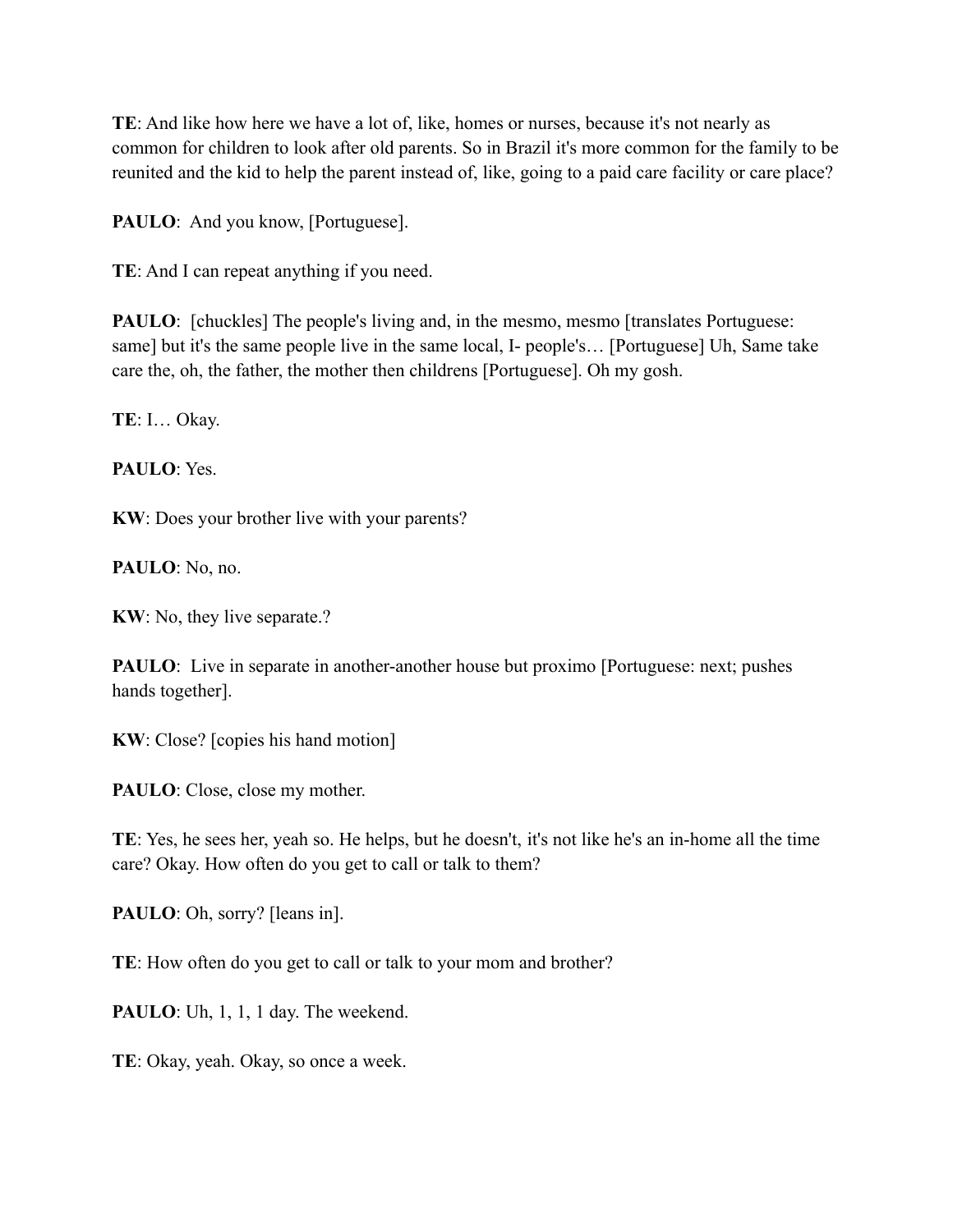**TE**: And like how here we have a lot of, like, homes or nurses, because it's not nearly as common for children to look after old parents. So in Brazil it's more common for the family to be reunited and the kid to help the parent instead of, like, going to a paid care facility or care place?

**PAULO**: And you know, [Portuguese].

**TE**: And I can repeat anything if you need.

**PAULO**: [chuckles] The people's living and, in the mesmo, mesmo [translates Portuguese: same] but it's the same people live in the same local, I- people's… [Portuguese] Uh, Same take care the, oh, the father, the mother then childrens [Portuguese]. Oh my gosh.

**TE**: I… Okay.

**PAULO**: Yes.

**KW**: Does your brother live with your parents?

**PAULO**: No, no.

**KW**: No, they live separate.?

**PAULO**: Live in separate in another-another house but proximo [Portuguese: next; pushes hands together].

**KW**: Close? [copies his hand motion]

**PAULO**: Close, close my mother.

**TE**: Yes, he sees her, yeah so. He helps, but he doesn't, it's not like he's an in-home all the time care? Okay. How often do you get to call or talk to them?

**PAULO**: Oh, sorry? [leans in].

**TE**: How often do you get to call or talk to your mom and brother?

**PAULO**: Uh, 1, 1, 1 day. The weekend.

**TE**: Okay, yeah. Okay, so once a week.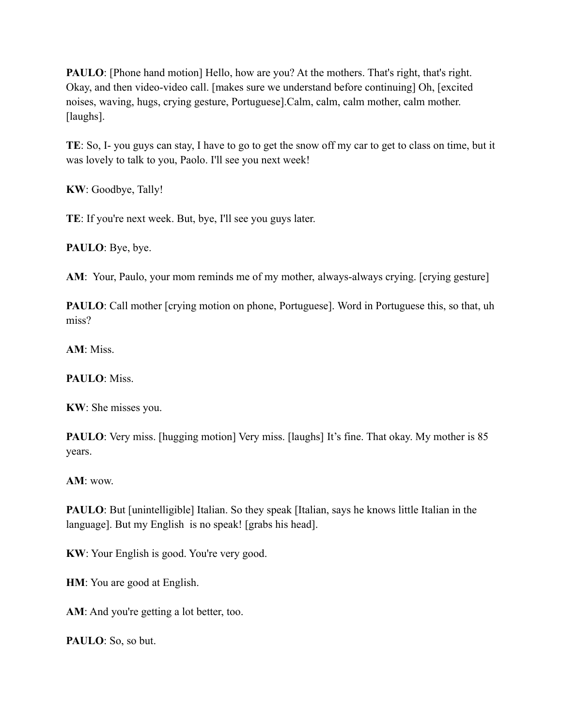**PAULO**: [Phone hand motion] Hello, how are you? At the mothers. That's right, that's right. Okay, and then video-video call. [makes sure we understand before continuing] Oh, [excited noises, waving, hugs, crying gesture, Portuguese].Calm, calm, calm mother, calm mother. [laughs].

**TE**: So, I- you guys can stay, I have to go to get the snow off my car to get to class on time, but it was lovely to talk to you, Paolo. I'll see you next week!

**KW**: Goodbye, Tally!

**TE**: If you're next week. But, bye, I'll see you guys later.

**PAULO**: Bye, bye.

**AM**: Your, Paulo, your mom reminds me of my mother, always-always crying. [crying gesture]

**PAULO**: Call mother [crying motion on phone, Portuguese]. Word in Portuguese this, so that, uh miss?

**AM**: Miss.

**PAULO**: Miss.

**KW**: She misses you.

**PAULO**: Very miss. [hugging motion] Very miss. [laughs] It's fine. That okay. My mother is 85 years.

**AM**: wow.

**PAULO**: But [unintelligible] Italian. So they speak [Italian, says he knows little Italian in the language]. But my English is no speak! [grabs his head].

**KW**: Your English is good. You're very good.

**HM**: You are good at English.

**AM**: And you're getting a lot better, too.

**PAULO**: So, so but.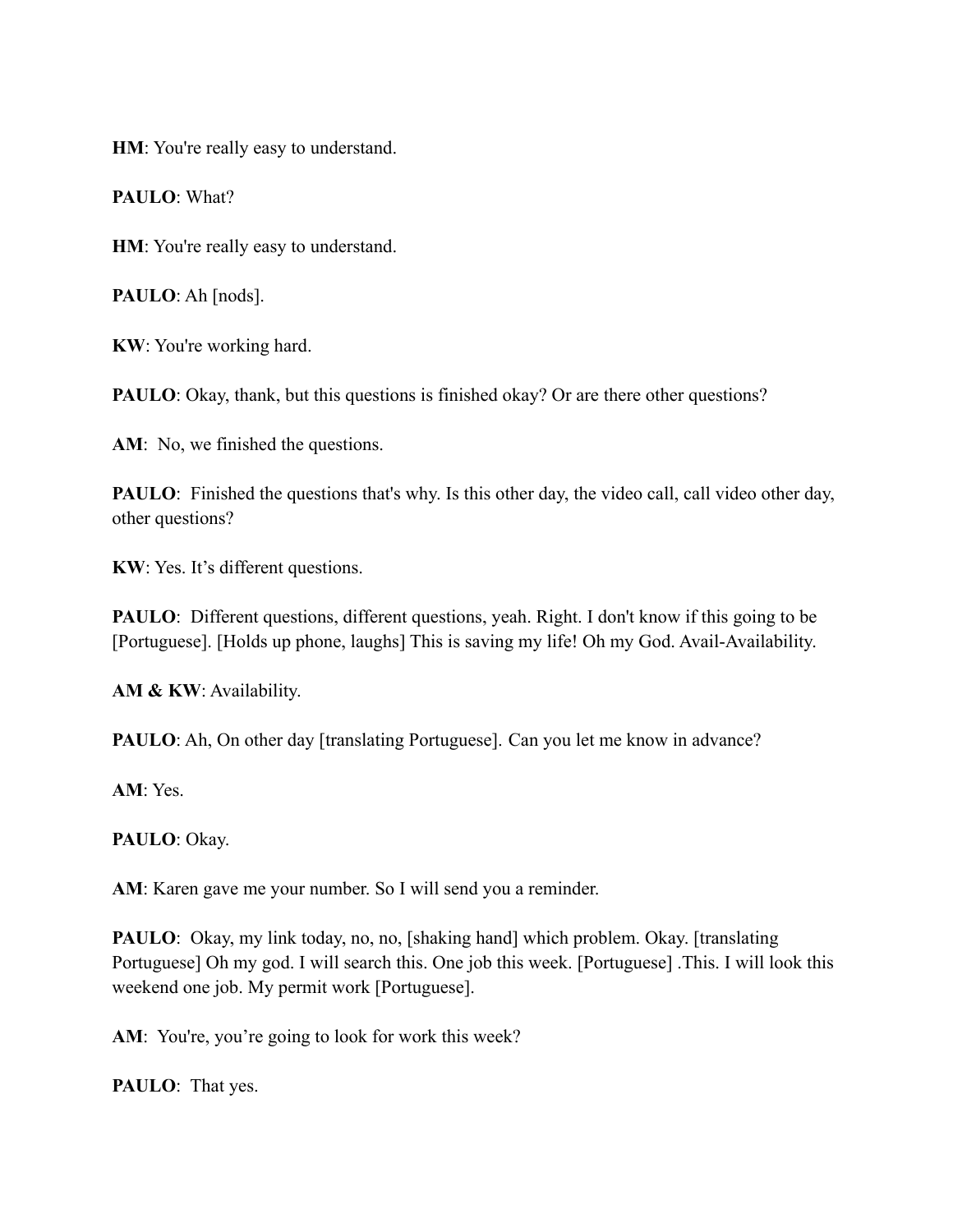**HM**: You're really easy to understand.

**PAULO**: What?

**HM**: You're really easy to understand.

**PAULO**: Ah [nods].

**KW**: You're working hard.

**PAULO**: Okay, thank, but this questions is finished okay? Or are there other questions?

**AM**: No, we finished the questions.

**PAULO**: Finished the questions that's why. Is this other day, the video call, call video other day, other questions?

**KW**: Yes. It's different questions.

**PAULO**: Different questions, different questions, yeah. Right. I don't know if this going to be [Portuguese]. [Holds up phone, laughs] This is saving my life! Oh my God. Avail-Availability.

**AM & KW**: Availability.

**PAULO**: Ah, On other day [translating Portuguese]. Can you let me know in advance?

**AM**: Yes.

**PAULO**: Okay.

**AM**: Karen gave me your number. So I will send you a reminder.

**PAULO**: Okay, my link today, no, no, [shaking hand] which problem. Okay. [translating Portuguese] Oh my god. I will search this. One job this week. [Portuguese] .This. I will look this weekend one job. My permit work [Portuguese].

**AM**: You're, you're going to look for work this week?

**PAULO**: That yes.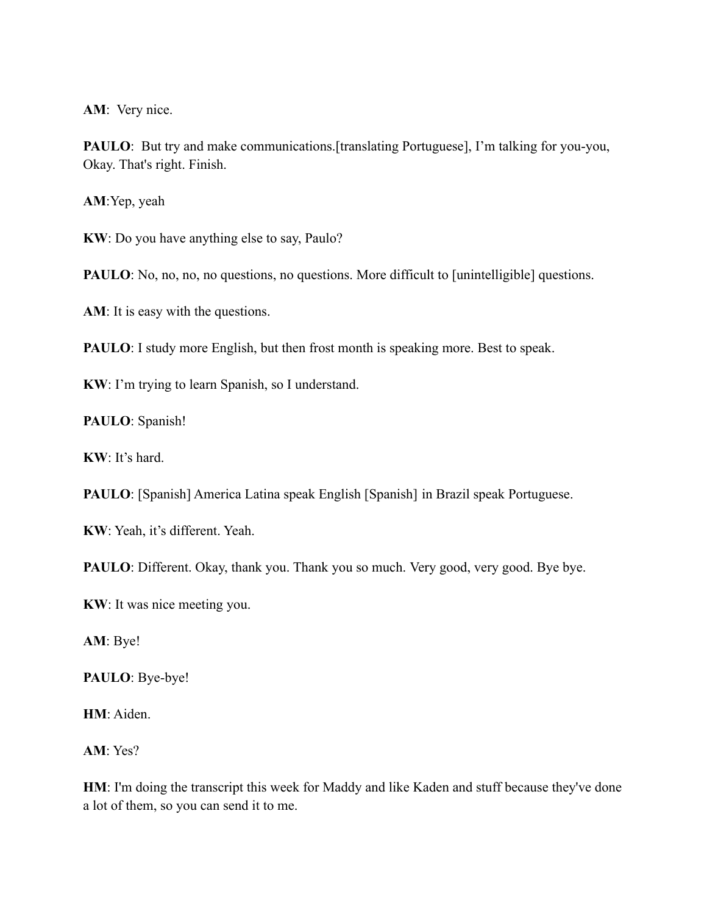**AM**:  Very nice.

**PAULO**:  But try and make communications.[translating Portuguese], I'm talking for you-you, Okay. That's right. Finish.

**AM**:Yep, yeah

**KW**: Do you have anything else to say, Paulo?

**PAULO**: No, no, no, no questions, no questions. More difficult to [unintelligible] questions.

**AM**: It is easy with the questions.

**PAULO**: I study more English, but then frost month is speaking more. Best to speak.

**KW**: I'm trying to learn Spanish, so I understand.

**PAULO**: Spanish!

**KW**: It's hard.

**PAULO**: [Spanish] America Latina speak English [Spanish] in Brazil speak Portuguese.

**KW**: Yeah, it's different. Yeah.

**PAULO**: Different. Okay, thank you. Thank you so much. Very good, very good. Bye bye.

**KW**: It was nice meeting you.

**AM**: Bye!

**PAULO**: Bye-bye!

**HM**: Aiden.

**AM**: Yes?

**HM**: I'm doing the transcript this week for Maddy and like Kaden and stuff because they've done a lot of them, so you can send it to me.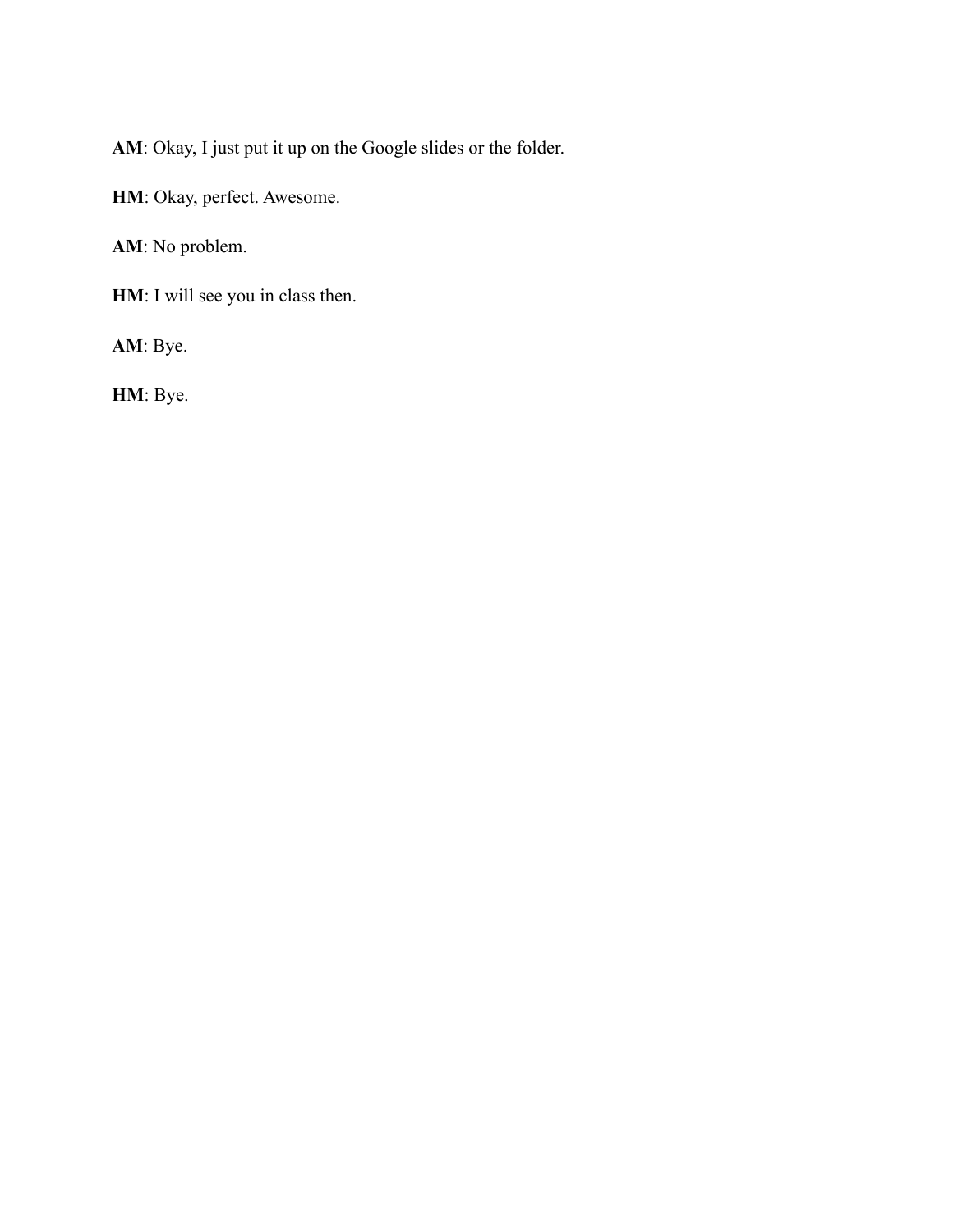**AM**: Okay, I just put it up on the Google slides or the folder.

**HM**: Okay, perfect. Awesome.

**AM**: No problem.

**HM**: I will see you in class then.

**AM**: Bye.

**HM**: Bye.